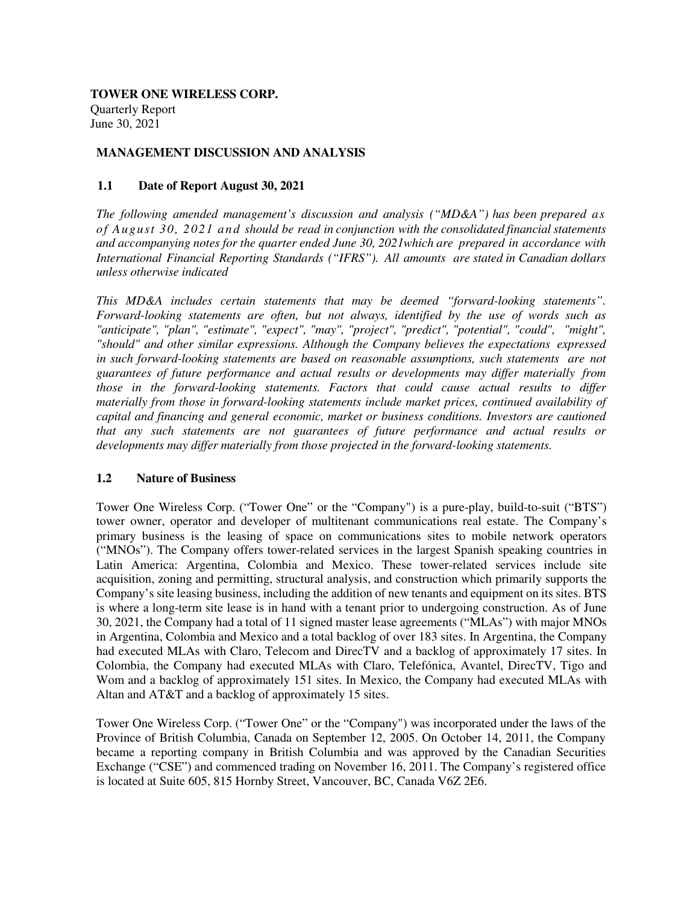**TOWER ONE WIRELESS CORP.**
Quarterly Report
June 30, 2021

## MANAGEMENT DISCUSSION AND ANALYSIS

### 1.1 Date of Report August 30, 2021

*The following amended management's discussion and analysis ("MD&A") has been prepared as of August 30, 2021 and should be read in conjunction with the consolidated financial statements and accompanying notes for the quarter ended June 30, 2021which are prepared in accordance with International Financial Reporting Standards ("IFRS"). All amounts are stated in Canadian dollars unless otherwise indicated*

*This MD&A includes certain statements that may be deemed "forward-looking statements". Forward-looking statements are often, but not always, identified by the use of words such as "anticipate", "plan", "estimate", "expect", "may", "project", "predict", "potential", "could", "might", "should" and other similar expressions. Although the Company believes the expectations expressed in such forward-looking statements are based on reasonable assumptions, such statements are not guarantees of future performance and actual results or developments may differ materially from those in the forward-looking statements. Factors that could cause actual results to differ materially from those in forward-looking statements include market prices, continued availability of capital and financing and general economic, market or business conditions. Investors are cautioned that any such statements are not guarantees of future performance and actual results or developments may differ materially from those projected in the forward-looking statements.*

### 1.2 Nature of Business

Tower One Wireless Corp. ("Tower One" or the "Company") is a pure-play, build-to-suit ("BTS") tower owner, operator and developer of multitenant communications real estate. The Company's primary business is the leasing of space on communications sites to mobile network operators ("MNOs"). The Company offers tower-related services in the largest Spanish speaking countries in Latin America: Argentina, Colombia and Mexico. These tower-related services include site acquisition, zoning and permitting, structural analysis, and construction which primarily supports the Company's site leasing business, including the addition of new tenants and equipment on its sites. BTS is where a long-term site lease is in hand with a tenant prior to undergoing construction. As of June 30, 2021, the Company had a total of 11 signed master lease agreements ("MLAs") with major MNOs in Argentina, Colombia and Mexico and a total backlog of over 183 sites. In Argentina, the Company had executed MLAs with Claro, Telecom and DirecTV and a backlog of approximately 17 sites. In Colombia, the Company had executed MLAs with Claro, Telefónica, Avantel, DirecTV, Tigo and Wom and a backlog of approximately 151 sites. In Mexico, the Company had executed MLAs with Altan and AT&T and a backlog of approximately 15 sites.

Tower One Wireless Corp. ("Tower One" or the "Company") was incorporated under the laws of the Province of British Columbia, Canada on September 12, 2005. On October 14, 2011, the Company became a reporting company in British Columbia and was approved by the Canadian Securities Exchange ("CSE") and commenced trading on November 16, 2011. The Company's registered office is located at Suite 605, 815 Hornby Street, Vancouver, BC, Canada V6Z 2E6.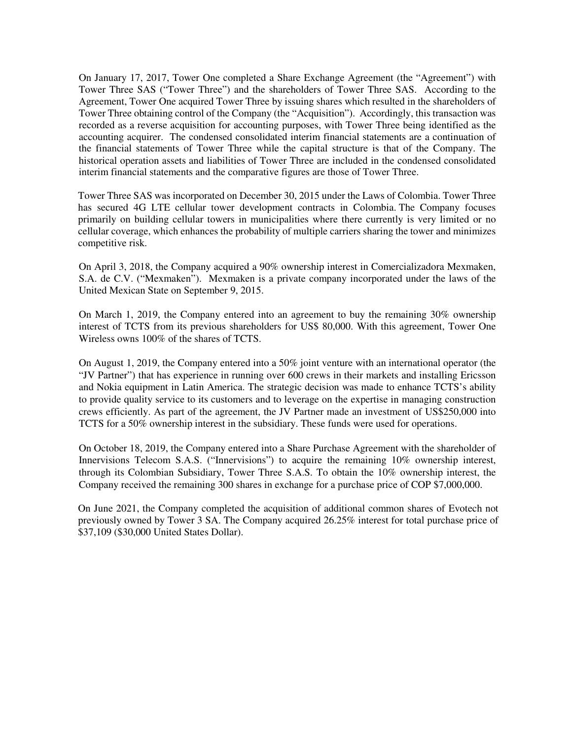On January 17, 2017, Tower One completed a Share Exchange Agreement (the "Agreement") with Tower Three SAS ("Tower Three") and the shareholders of Tower Three SAS. According to the Agreement, Tower One acquired Tower Three by issuing shares which resulted in the shareholders of Tower Three obtaining control of the Company (the "Acquisition"). Accordingly, this transaction was recorded as a reverse acquisition for accounting purposes, with Tower Three being identified as the accounting acquirer. The condensed consolidated interim financial statements are a continuation of the financial statements of Tower Three while the capital structure is that of the Company. The historical operation assets and liabilities of Tower Three are included in the condensed consolidated interim financial statements and the comparative figures are those of Tower Three.

Tower Three SAS was incorporated on December 30, 2015 under the Laws of Colombia. Tower Three has secured 4G LTE cellular tower development contracts in Colombia. The Company focuses primarily on building cellular towers in municipalities where there currently is very limited or no cellular coverage, which enhances the probability of multiple carriers sharing the tower and minimizes competitive risk.

On April 3, 2018, the Company acquired a 90% ownership interest in Comercializadora Mexmaken, S.A. de C.V. ("Mexmaken"). Mexmaken is a private company incorporated under the laws of the United Mexican State on September 9, 2015.

On March 1, 2019, the Company entered into an agreement to buy the remaining 30% ownership interest of TCTS from its previous shareholders for US$ 80,000. With this agreement, Tower One Wireless owns 100% of the shares of TCTS.

On August 1, 2019, the Company entered into a 50% joint venture with an international operator (the "JV Partner") that has experience in running over 600 crews in their markets and installing Ericsson and Nokia equipment in Latin America. The strategic decision was made to enhance TCTS's ability to provide quality service to its customers and to leverage on the expertise in managing construction crews efficiently. As part of the agreement, the JV Partner made an investment of US$250,000 into TCTS for a 50% ownership interest in the subsidiary. These funds were used for operations.

On October 18, 2019, the Company entered into a Share Purchase Agreement with the shareholder of Innervisions Telecom S.A.S. ("Innervisions") to acquire the remaining 10% ownership interest, through its Colombian Subsidiary, Tower Three S.A.S. To obtain the 10% ownership interest, the Company received the remaining 300 shares in exchange for a purchase price of COP $7,000,000.

On June 2021, the Company completed the acquisition of additional common shares of Evotech not previously owned by Tower 3 SA. The Company acquired 26.25% interest for total purchase price of $37,109 ($30,000 United States Dollar).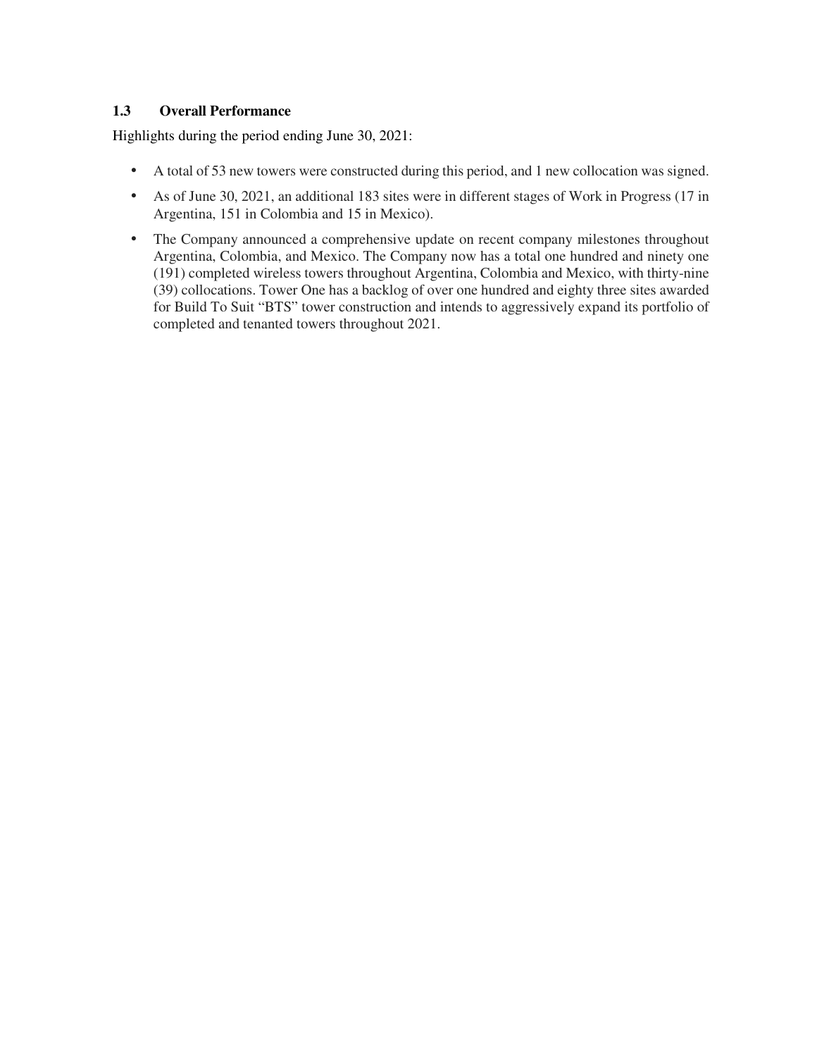## 1.3 Overall Performance

Highlights during the period ending June 30, 2021:

- A total of 53 new towers were constructed during this period, and 1 new collocation was signed.
- As of June 30, 2021, an additional 183 sites were in different stages of Work in Progress (17 in Argentina, 151 in Colombia and 15 in Mexico).
- The Company announced a comprehensive update on recent company milestones throughout Argentina, Colombia, and Mexico. The Company now has a total one hundred and ninety one (191) completed wireless towers throughout Argentina, Colombia and Mexico, with thirty-nine (39) collocations. Tower One has a backlog of over one hundred and eighty three sites awarded for Build To Suit "BTS" tower construction and intends to aggressively expand its portfolio of completed and tenanted towers throughout 2021.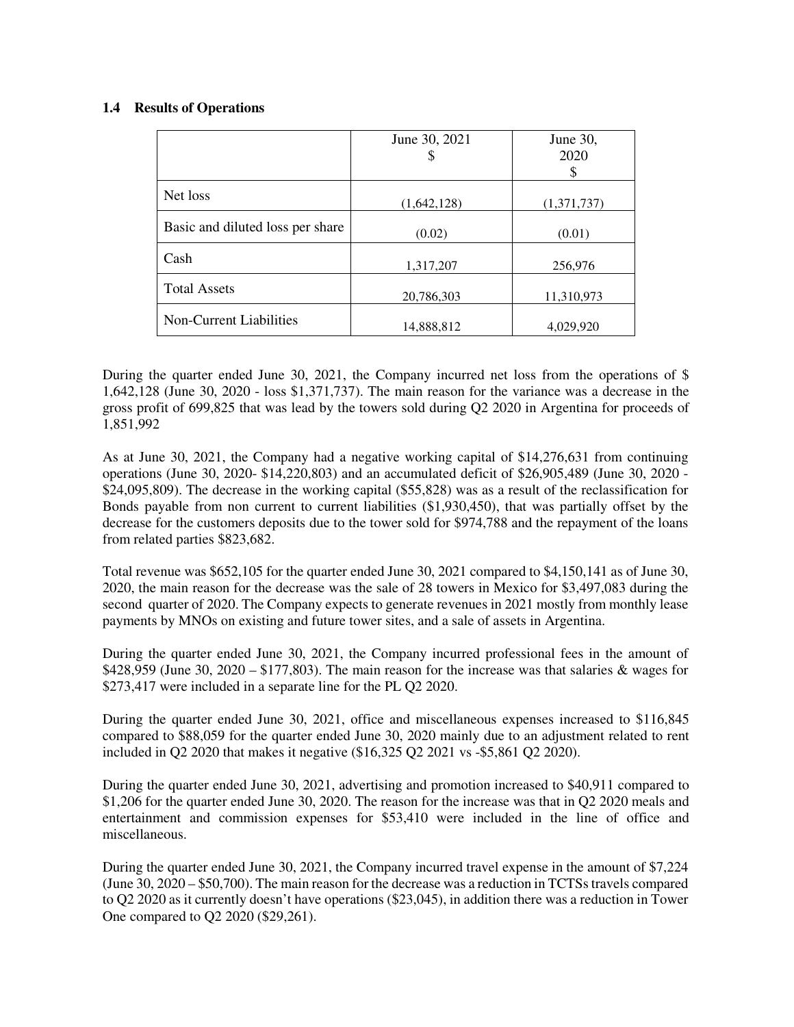### 1.4 Results of Operations

| | June 30, 2021<br>$ | June 30, 2020<br>$ |
|---|---|---|
| Net loss | (1,642,128) | (1,371,737) |
| Basic and diluted loss per share | (0.02) | (0.01) |
| Cash | 1,317,207 | 256,976 |
| Total Assets | 20,786,303 | 11,310,973 |
| Non-Current Liabilities | 14,888,812 | 4,029,920 |

During the quarter ended June 30, 2021, the Company incurred net loss from the operations of $ 1,642,128 (June 30, 2020 - loss $1,371,737). The main reason for the variance was a decrease in the gross profit of 699,825 that was lead by the towers sold during Q2 2020 in Argentina for proceeds of 1,851,992

As at June 30, 2021, the Company had a negative working capital of $14,276,631 from continuing operations (June 30, 2020- $14,220,803) and an accumulated deficit of $26,905,489 (June 30, 2020 - $24,095,809). The decrease in the working capital ($55,828) was as a result of the reclassification for Bonds payable from non current to current liabilities ($1,930,450), that was partially offset by the decrease for the customers deposits due to the tower sold for $974,788 and the repayment of the loans from related parties $823,682.

Total revenue was $652,105 for the quarter ended June 30, 2021 compared to $4,150,141 as of June 30, 2020, the main reason for the decrease was the sale of 28 towers in Mexico for $3,497,083 during the second quarter of 2020. The Company expects to generate revenues in 2021 mostly from monthly lease payments by MNOs on existing and future tower sites, and a sale of assets in Argentina.

During the quarter ended June 30, 2021, the Company incurred professional fees in the amount of $428,959 (June 30, 2020 – $177,803). The main reason for the increase was that salaries & wages for $273,417 were included in a separate line for the PL Q2 2020.

During the quarter ended June 30, 2021, office and miscellaneous expenses increased to $116,845 compared to $88,059 for the quarter ended June 30, 2020 mainly due to an adjustment related to rent included in Q2 2020 that makes it negative ($16,325 Q2 2021 vs -$5,861 Q2 2020).

During the quarter ended June 30, 2021, advertising and promotion increased to $40,911 compared to $1,206 for the quarter ended June 30, 2020. The reason for the increase was that in Q2 2020 meals and entertainment and commission expenses for $53,410 were included in the line of office and miscellaneous.

During the quarter ended June 30, 2021, the Company incurred travel expense in the amount of $7,224 (June 30, 2020 – $50,700). The main reason for the decrease was a reduction in TCTSs travels compared to Q2 2020 as it currently doesn't have operations ($23,045), in addition there was a reduction in Tower One compared to Q2 2020 ($29,261).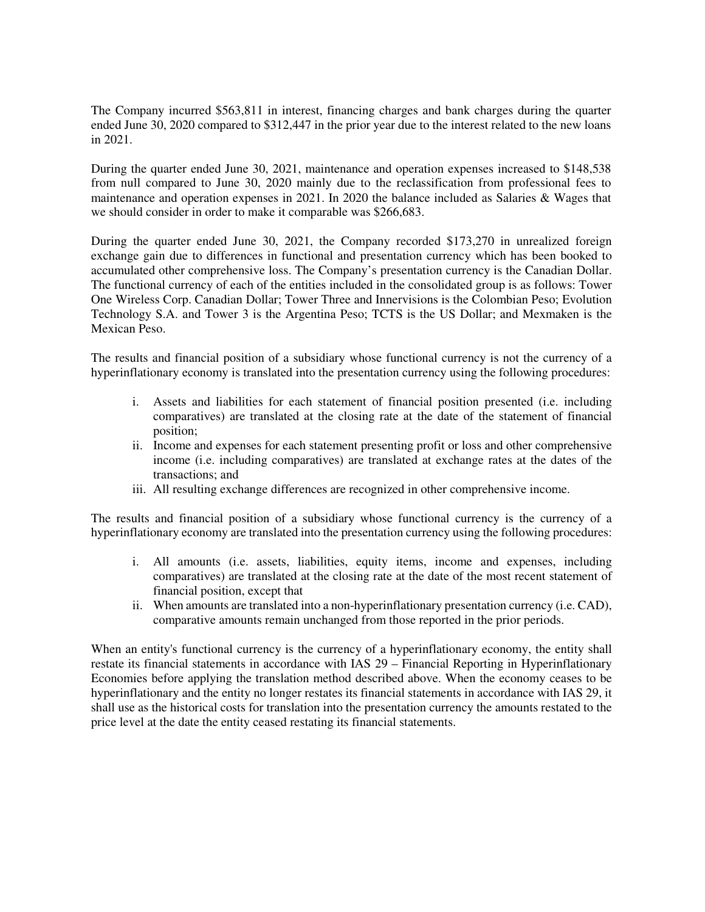The Company incurred $563,811 in interest, financing charges and bank charges during the quarter ended June 30, 2020 compared to $312,447 in the prior year due to the interest related to the new loans in 2021.

During the quarter ended June 30, 2021, maintenance and operation expenses increased to $148,538 from null compared to June 30, 2020 mainly due to the reclassification from professional fees to maintenance and operation expenses in 2021. In 2020 the balance included as Salaries & Wages that we should consider in order to make it comparable was $266,683.

During the quarter ended June 30, 2021, the Company recorded $173,270 in unrealized foreign exchange gain due to differences in functional and presentation currency which has been booked to accumulated other comprehensive loss. The Company's presentation currency is the Canadian Dollar. The functional currency of each of the entities included in the consolidated group is as follows: Tower One Wireless Corp. Canadian Dollar; Tower Three and Innervisions is the Colombian Peso; Evolution Technology S.A. and Tower 3 is the Argentina Peso; TCTS is the US Dollar; and Mexmaken is the Mexican Peso.

The results and financial position of a subsidiary whose functional currency is not the currency of a hyperinflationary economy is translated into the presentation currency using the following procedures:

i. Assets and liabilities for each statement of financial position presented (i.e. including comparatives) are translated at the closing rate at the date of the statement of financial position;
ii. Income and expenses for each statement presenting profit or loss and other comprehensive income (i.e. including comparatives) are translated at exchange rates at the dates of the transactions; and
iii. All resulting exchange differences are recognized in other comprehensive income.

The results and financial position of a subsidiary whose functional currency is the currency of a hyperinflationary economy are translated into the presentation currency using the following procedures:

i. All amounts (i.e. assets, liabilities, equity items, income and expenses, including comparatives) are translated at the closing rate at the date of the most recent statement of financial position, except that
ii. When amounts are translated into a non-hyperinflationary presentation currency (i.e. CAD), comparative amounts remain unchanged from those reported in the prior periods.

When an entity's functional currency is the currency of a hyperinflationary economy, the entity shall restate its financial statements in accordance with IAS 29 – Financial Reporting in Hyperinflationary Economies before applying the translation method described above. When the economy ceases to be hyperinflationary and the entity no longer restates its financial statements in accordance with IAS 29, it shall use as the historical costs for translation into the presentation currency the amounts restated to the price level at the date the entity ceased restating its financial statements.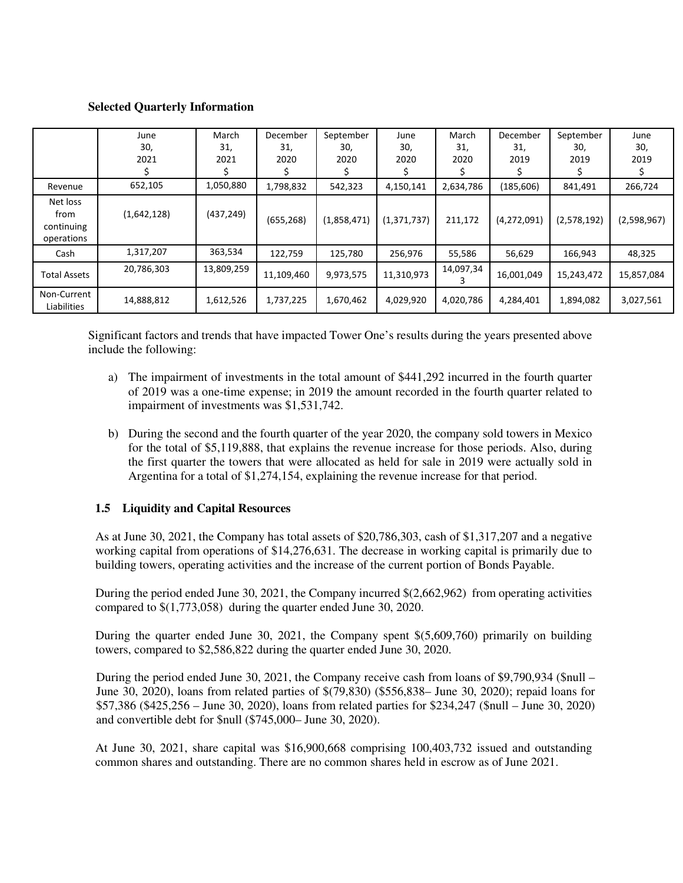**Selected Quarterly Information**

| | June 30, 2021 $ | March 31, 2021 $ | December 31, 2020 $ | September 30, 2020 $ | June 30, 2020 $ | March 31, 2020 $ | December 31, 2019 $ | September 30, 2019 $ | June 30, 2019 $ |
|---|---|---|---|---|---|---|---|---|---|
| Revenue | 652,105 | 1,050,880 | 1,798,832 | 542,323 | 4,150,141 | 2,634,786 | (185,606) | 841,491 | 266,724 |
| Net loss from continuing operations | (1,642,128) | (437,249) | (655,268) | (1,858,471) | (1,371,737) | 211,172 | (4,272,091) | (2,578,192) | (2,598,967) |
| Cash | 1,317,207 | 363,534 | 122,759 | 125,780 | 256,976 | 55,586 | 56,629 | 166,943 | 48,325 |
| Total Assets | 20,786,303 | 13,809,259 | 11,109,460 | 9,973,575 | 11,310,973 | 14,097,343 | 16,001,049 | 15,243,472 | 15,857,084 |
| Non-Current Liabilities | 14,888,812 | 1,612,526 | 1,737,225 | 1,670,462 | 4,029,920 | 4,020,786 | 4,284,401 | 1,894,082 | 3,027,561 |

Significant factors and trends that have impacted Tower One's results during the years presented above include the following:

a) The impairment of investments in the total amount of $441,292 incurred in the fourth quarter of 2019 was a one-time expense; in 2019 the amount recorded in the fourth quarter related to impairment of investments was $1,531,742.

b) During the second and the fourth quarter of the year 2020, the company sold towers in Mexico for the total of $5,119,888, that explains the revenue increase for those periods. Also, during the first quarter the towers that were allocated as held for sale in 2019 were actually sold in Argentina for a total of $1,274,154, explaining the revenue increase for that period.

## 1.5 Liquidity and Capital Resources

As at June 30, 2021, the Company has total assets of $20,786,303, cash of $1,317,207 and a negative working capital from operations of $14,276,631. The decrease in working capital is primarily due to building towers, operating activities and the increase of the current portion of Bonds Payable.

During the period ended June 30, 2021, the Company incurred $(2,662,962) from operating activities compared to $(1,773,058) during the quarter ended June 30, 2020.

During the quarter ended June 30, 2021, the Company spent $(5,609,760) primarily on building towers, compared to 2,586,822 during the quarter ended June 30, 2020.

During the period ended June 30, 2021, the Company receive cash from loans of $9,790,934 ($null – June 30, 2020), loans from related parties of $(79,830) ($556,838– June 30, 2020); repaid loans for $57,386 ($425,256 – June 30, 2020), loans from related parties for $234,247 ($null – June 30, 2020) and convertible debt for $null ($745,000– June 30, 2020).

At June 30, 2021, share capital was $16,900,668 comprising 100,403,732 issued and outstanding common shares and outstanding. There are no common shares held in escrow as of June 2021.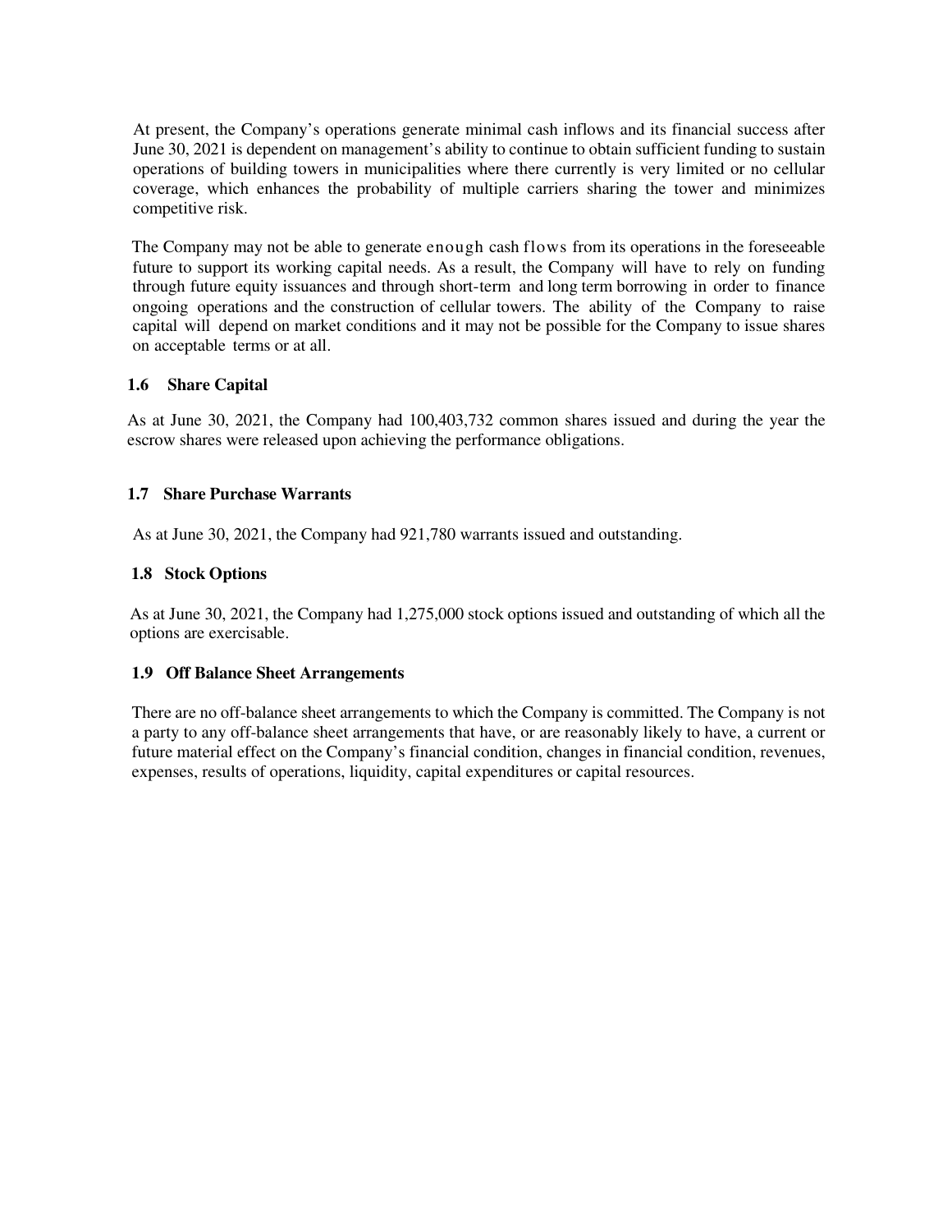At present, the Company's operations generate minimal cash inflows and its financial success after June 30, 2021 is dependent on management's ability to continue to obtain sufficient funding to sustain operations of building towers in municipalities where there currently is very limited or no cellular coverage, which enhances the probability of multiple carriers sharing the tower and minimizes competitive risk.

The Company may not be able to generate enough cash flows from its operations in the foreseeable future to support its working capital needs. As a result, the Company will have to rely on funding through future equity issuances and through short-term and long term borrowing in order to finance ongoing operations and the construction of cellular towers. The ability of the Company to raise capital will depend on market conditions and it may not be possible for the Company to issue shares on acceptable terms or at all.

### 1.6 Share Capital

As at June 30, 2021, the Company had 100,403,732 common shares issued and during the year the escrow shares were released upon achieving the performance obligations.

### 1.7 Share Purchase Warrants

As at June 30, 2021, the Company had 921,780 warrants issued and outstanding.

### 1.8 Stock Options

As at June 30, 2021, the Company had 1,275,000 stock options issued and outstanding of which all the options are exercisable.

### 1.9 Off Balance Sheet Arrangements

There are no off-balance sheet arrangements to which the Company is committed. The Company is not a party to any off-balance sheet arrangements that have, or are reasonably likely to have, a current or future material effect on the Company's financial condition, changes in financial condition, revenues, expenses, results of operations, liquidity, capital expenditures or capital resources.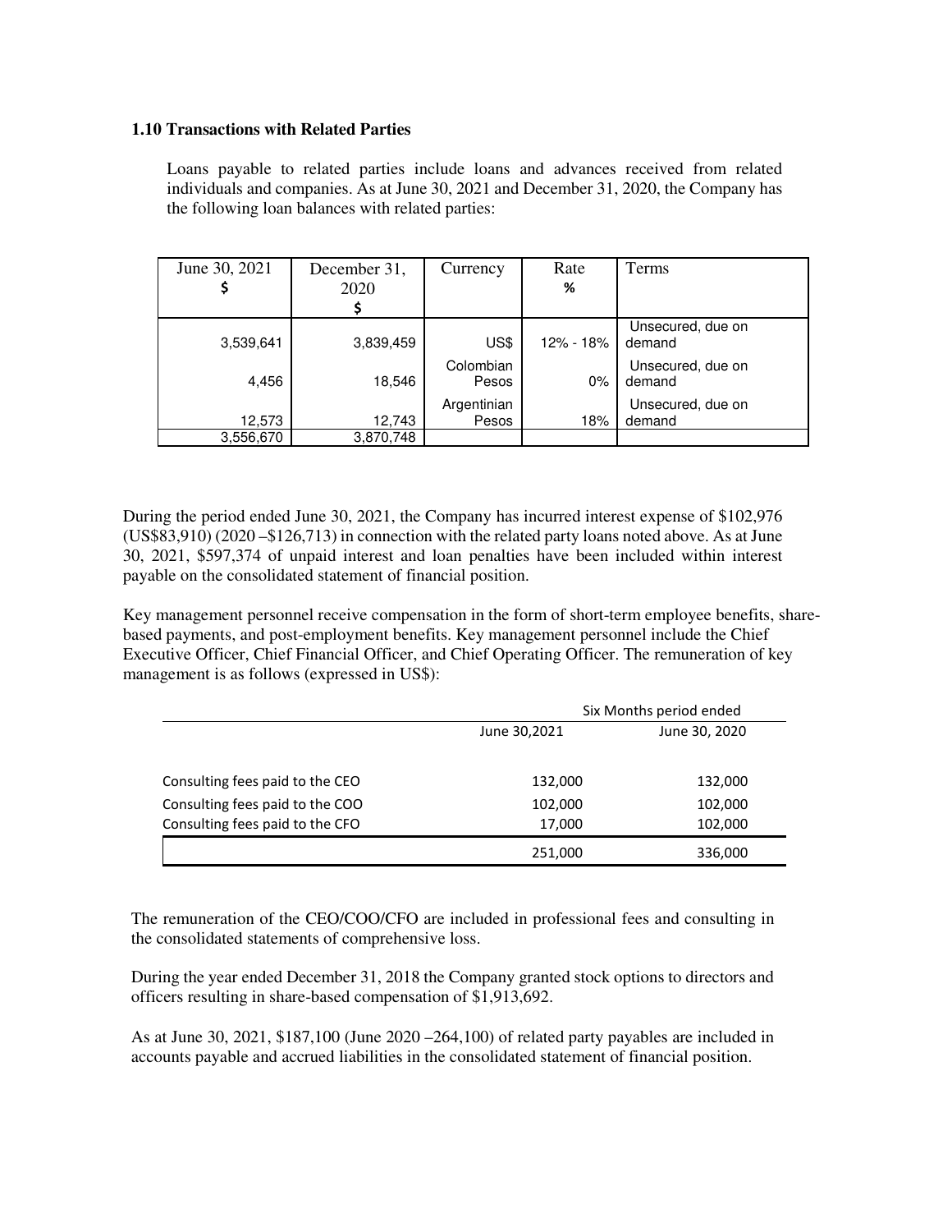### 1.10 Transactions with Related Parties

Loans payable to related parties include loans and advances received from related individuals and companies. As at June 30, 2021 and December 31, 2020, the Company has the following loan balances with related parties:

| June 30, 2021 $ | December 31, 2020 $ | Currency | Rate % | Terms |
|---|---|---|---|---|
| 3,539,641 | 3,839,459 | US$ | 12% - 18% | Unsecured, due on demand |
| 4,456 | 18,546 | Colombian Pesos | 0% | Unsecured, due on demand |
| 12,573 | 12,743 | Argentinian Pesos | 18% | Unsecured, due on demand |
| 3,556,670 | 3,870,748 | | | |

During the period ended June 30, 2021, the Company has incurred interest expense of $102,976 (US$83,910) (2020 –$126,713) in connection with the related party loans noted above. As at June 30, 2021, $597,374 of unpaid interest and loan penalties have been included within interest payable on the consolidated statement of financial position.

Key management personnel receive compensation in the form of short-term employee benefits, share-based payments, and post-employment benefits. Key management personnel include the Chief Executive Officer, Chief Financial Officer, and Chief Operating Officer. The remuneration of key management is as follows (expressed in US$):

| | Six Months period ended | |
|---|---|---|
| | June 30,2021 | June 30, 2020 |
| Consulting fees paid to the CEO | 132,000 | 132,000 |
| Consulting fees paid to the COO | 102,000 | 102,000 |
| Consulting fees paid to the CFO | 17,000 | 102,000 |
| | 251,000 | 336,000 |

The remuneration of the CEO/COO/CFO are included in professional fees and consulting in the consolidated statements of comprehensive loss.

During the year ended December 31, 2018 the Company granted stock options to directors and officers resulting in share-based compensation of $1,913,692.

As at June 30, 2021, $187,100 (June 2020 –264,100) of related party payables are included in accounts payable and accrued liabilities in the consolidated statement of financial position.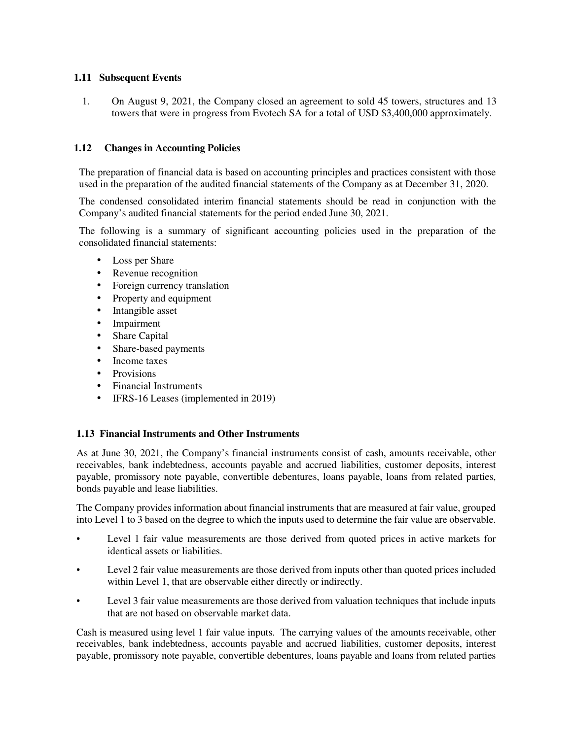### 1.11 Subsequent Events

1. On August 9, 2021, the Company closed an agreement to sold 45 towers, structures and 13 towers that were in progress from Evotech SA for a total of USD $3,400,000 approximately.

### 1.12 Changes in Accounting Policies

The preparation of financial data is based on accounting principles and practices consistent with those used in the preparation of the audited financial statements of the Company as at December 31, 2020.

The condensed consolidated interim financial statements should be read in conjunction with the Company's audited financial statements for the period ended June 30, 2021.

The following is a summary of significant accounting policies used in the preparation of the consolidated financial statements:

- Loss per Share
- Revenue recognition
- Foreign currency translation
- Property and equipment
- Intangible asset
- Impairment
- Share Capital
- Share-based payments
- Income taxes
- Provisions
- Financial Instruments
- IFRS-16 Leases (implemented in 2019)

### 1.13 Financial Instruments and Other Instruments

As at June 30, 2021, the Company's financial instruments consist of cash, amounts receivable, other receivables, bank indebtedness, accounts payable and accrued liabilities, customer deposits, interest payable, promissory note payable, convertible debentures, loans payable, loans from related parties, bonds payable and lease liabilities.

The Company provides information about financial instruments that are measured at fair value, grouped into Level 1 to 3 based on the degree to which the inputs used to determine the fair value are observable.

- Level 1 fair value measurements are those derived from quoted prices in active markets for identical assets or liabilities.
- Level 2 fair value measurements are those derived from inputs other than quoted prices included within Level 1, that are observable either directly or indirectly.
- Level 3 fair value measurements are those derived from valuation techniques that include inputs that are not based on observable market data.

Cash is measured using level 1 fair value inputs. The carrying values of the amounts receivable, other receivables, bank indebtedness, accounts payable and accrued liabilities, customer deposits, interest payable, promissory note payable, convertible debentures, loans payable and loans from related parties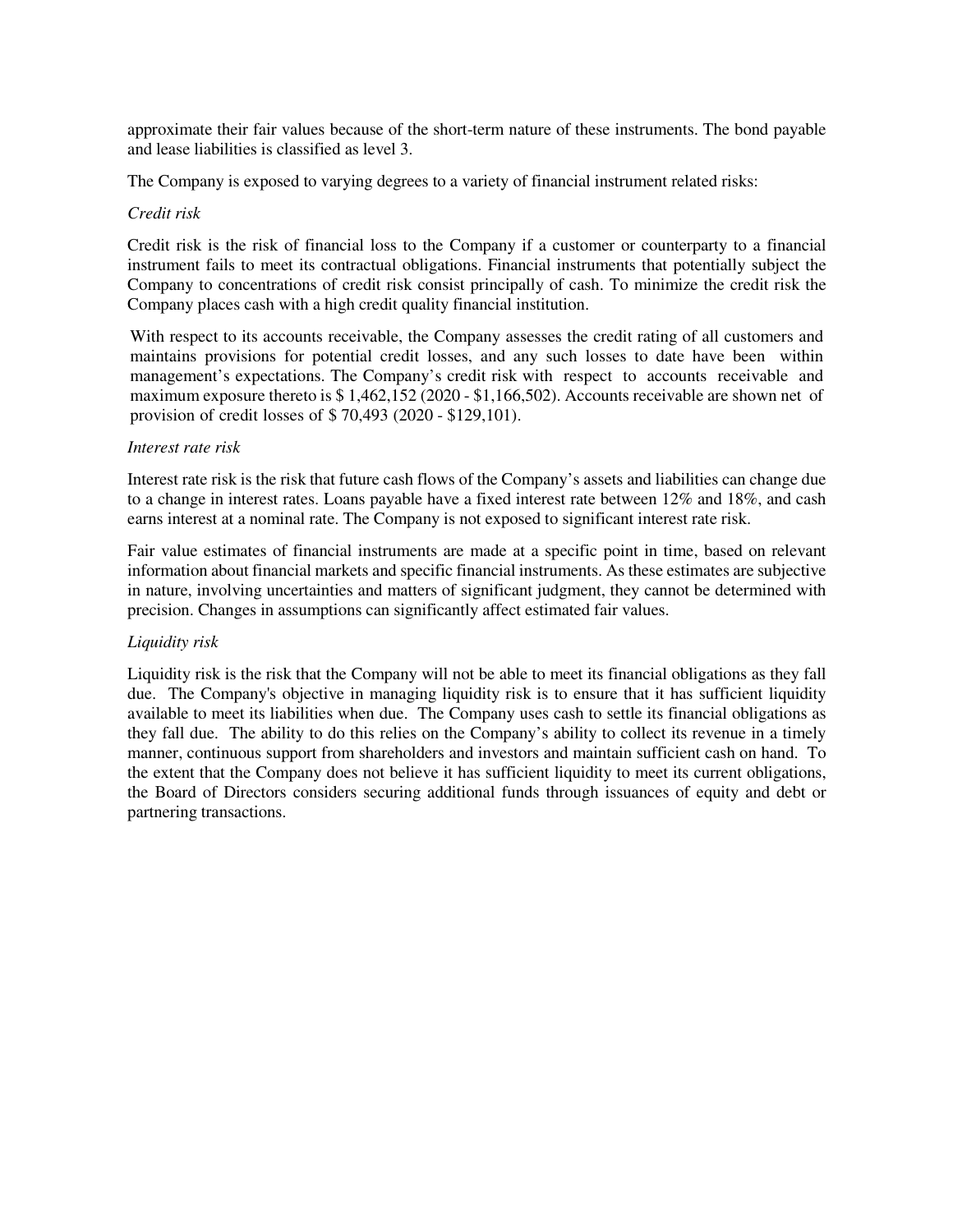approximate their fair values because of the short-term nature of these instruments. The bond payable and lease liabilities is classified as level 3.

The Company is exposed to varying degrees to a variety of financial instrument related risks:

*Credit risk*

Credit risk is the risk of financial loss to the Company if a customer or counterparty to a financial instrument fails to meet its contractual obligations. Financial instruments that potentially subject the Company to concentrations of credit risk consist principally of cash. To minimize the credit risk the Company places cash with a high credit quality financial institution.

With respect to its accounts receivable, the Company assesses the credit rating of all customers and maintains provisions for potential credit losses, and any such losses to date have been within management's expectations. The Company's credit risk with respect to accounts receivable and maximum exposure thereto is $ 1,462,152 (2020 - $1,166,502). Accounts receivable are shown net of provision of credit losses of $ 70,493 (2020 - $129,101).

*Interest rate risk*

Interest rate risk is the risk that future cash flows of the Company's assets and liabilities can change due to a change in interest rates. Loans payable have a fixed interest rate between 12% and 18%, and cash earns interest at a nominal rate. The Company is not exposed to significant interest rate risk.

Fair value estimates of financial instruments are made at a specific point in time, based on relevant information about financial markets and specific financial instruments. As these estimates are subjective in nature, involving uncertainties and matters of significant judgment, they cannot be determined with precision. Changes in assumptions can significantly affect estimated fair values.

*Liquidity risk*

Liquidity risk is the risk that the Company will not be able to meet its financial obligations as they fall due. The Company's objective in managing liquidity risk is to ensure that it has sufficient liquidity available to meet its liabilities when due. The Company uses cash to settle its financial obligations as they fall due. The ability to do this relies on the Company's ability to collect its revenue in a timely manner, continuous support from shareholders and investors and maintain sufficient cash on hand. To the extent that the Company does not believe it has sufficient liquidity to meet its current obligations, the Board of Directors considers securing additional funds through issuances of equity and debt or partnering transactions.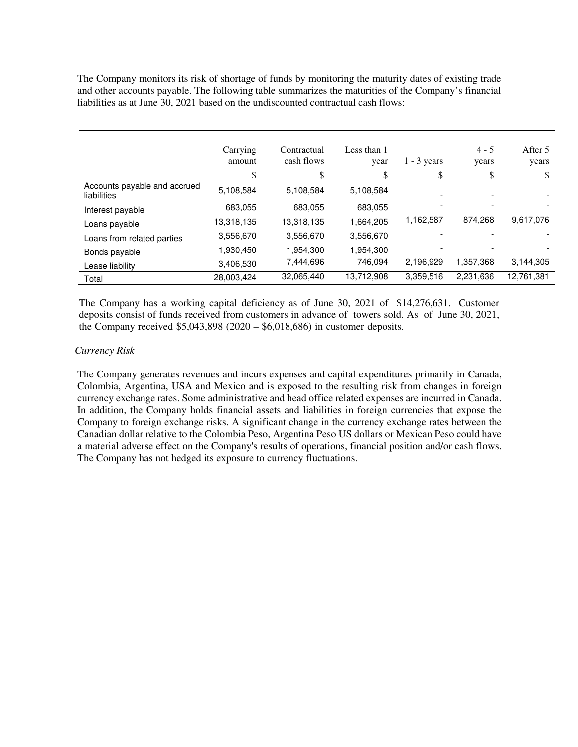The Company monitors its risk of shortage of funds by monitoring the maturity dates of existing trade and other accounts payable. The following table summarizes the maturities of the Company's financial liabilities as at June 30, 2021 based on the undiscounted contractual cash flows:

| | Carrying amount | Contractual cash flows | Less than 1 year | 1 - 3 years | 4 - 5 years | After 5 years |
|---|---|---|---|---|---|---|
| | $ | $ | $ | $ | $ | $ |
| Accounts payable and accrued liabilities | 5,108,584 | 5,108,584 | 5,108,584 | - | - | - |
| Interest payable | 683,055 | 683,055 | 683,055 | - | - | - |
| Loans payable | 13,318,135 | 13,318,135 | 1,664,205 | 1,162,587 | 874,268 | 9,617,076 |
| Loans from related parties | 3,556,670 | 3,556,670 | 3,556,670 | - | - | - |
| Bonds payable | 1,930,450 | 1,954,300 | 1,954,300 | - | - | - |
| Lease liability | 3,406,530 | 7,444,696 | 746,094 | 2,196,929 | 1,357,368 | 3,144,305 |
| Total | 28,003,424 | 32,065,440 | 13,712,908 | 3,359,516 | 2,231,636 | 12,761,381 |

The Company has a working capital deficiency as of June 30, 2021 of $14,276,631. Customer deposits consist of funds received from customers in advance of towers sold. As of June 30, 2021, the Company received $5,043,898 (2020 – $6,018,686) in customer deposits.

*Currency Risk*

The Company generates revenues and incurs expenses and capital expenditures primarily in Canada, Colombia, Argentina, USA and Mexico and is exposed to the resulting risk from changes in foreign currency exchange rates. Some administrative and head office related expenses are incurred in Canada. In addition, the Company holds financial assets and liabilities in foreign currencies that expose the Company to foreign exchange risks. A significant change in the currency exchange rates between the Canadian dollar relative to the Colombia Peso, Argentina Peso US dollars or Mexican Peso could have a material adverse effect on the Company's results of operations, financial position and/or cash flows. The Company has not hedged its exposure to currency fluctuations.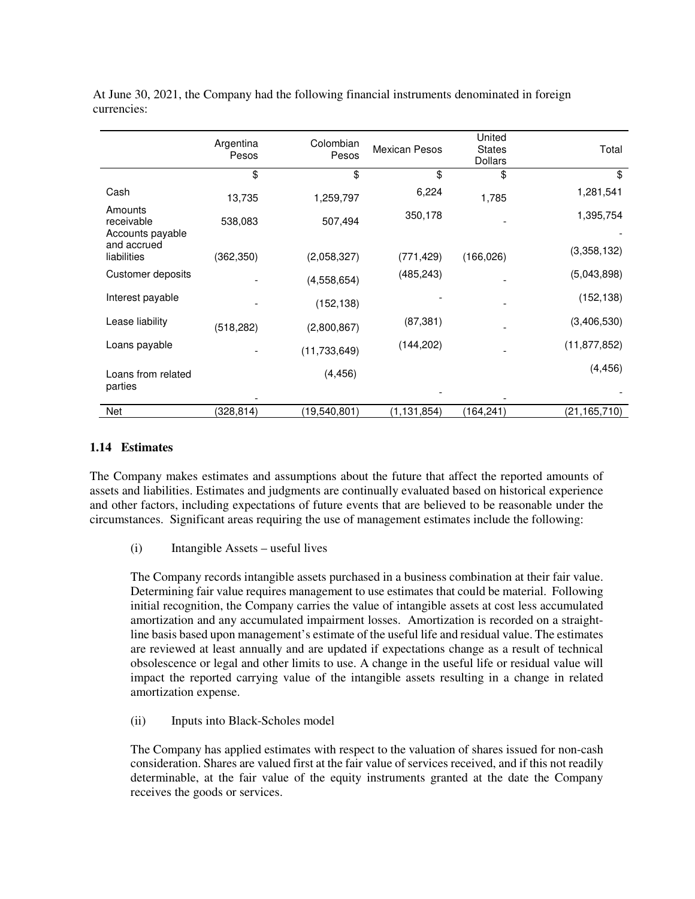At June 30, 2021, the Company had the following financial instruments denominated in foreign currencies:

| | Argentina Pesos | Colombian Pesos | Mexican Pesos | United States Dollars | Total |
|---|---|---|---|---|---|
| | $ | $ | $ | $ | $ |
| Cash | 13,735 | 1,259,797 | 6,224 | 1,785 | 1,281,541 |
| Amounts receivable | 538,083 | 507,494 | 350,178 | - | 1,395,754 |
| Accounts payable and accrued liabilities | (362,350) | (2,058,327) | (771,429) | (166,026) | (3,358,132) |
| Customer deposits | - | (4,558,654) | (485,243) | - | (5,043,898) |
| Interest payable | - | (152,138) | - | - | (152,138) |
| Lease liability | (518,282) | (2,800,867) | (87,381) | - | (3,406,530) |
| Loans payable | - | (11,733,649) | (144,202) | - | (11,877,852) |
| Loans from related parties | - | (4,456) | - | - | (4,456) |
| Net | (328,814) | (19,540,801) | (1,131,854) | (164,241) | (21,165,710) |

### 1.14 Estimates

The Company makes estimates and assumptions about the future that affect the reported amounts of assets and liabilities. Estimates and judgments are continually evaluated based on historical experience and other factors, including expectations of future events that are believed to be reasonable under the circumstances. Significant areas requiring the use of management estimates include the following:

(i) Intangible Assets – useful lives

The Company records intangible assets purchased in a business combination at their fair value. Determining fair value requires management to use estimates that could be material. Following initial recognition, the Company carries the value of intangible assets at cost less accumulated amortization and any accumulated impairment losses. Amortization is recorded on a straight-line basis based upon management's estimate of the useful life and residual value. The estimates are reviewed at least annually and are updated if expectations change as a result of technical obsolescence or legal and other limits to use. A change in the useful life or residual value will impact the reported carrying value of the intangible assets resulting in a change in related amortization expense.

(ii) Inputs into Black-Scholes model

The Company has applied estimates with respect to the valuation of shares issued for non-cash consideration. Shares are valued first at the fair value of services received, and if this not readily determinable, at the fair value of the equity instruments granted at the date the Company receives the goods or services.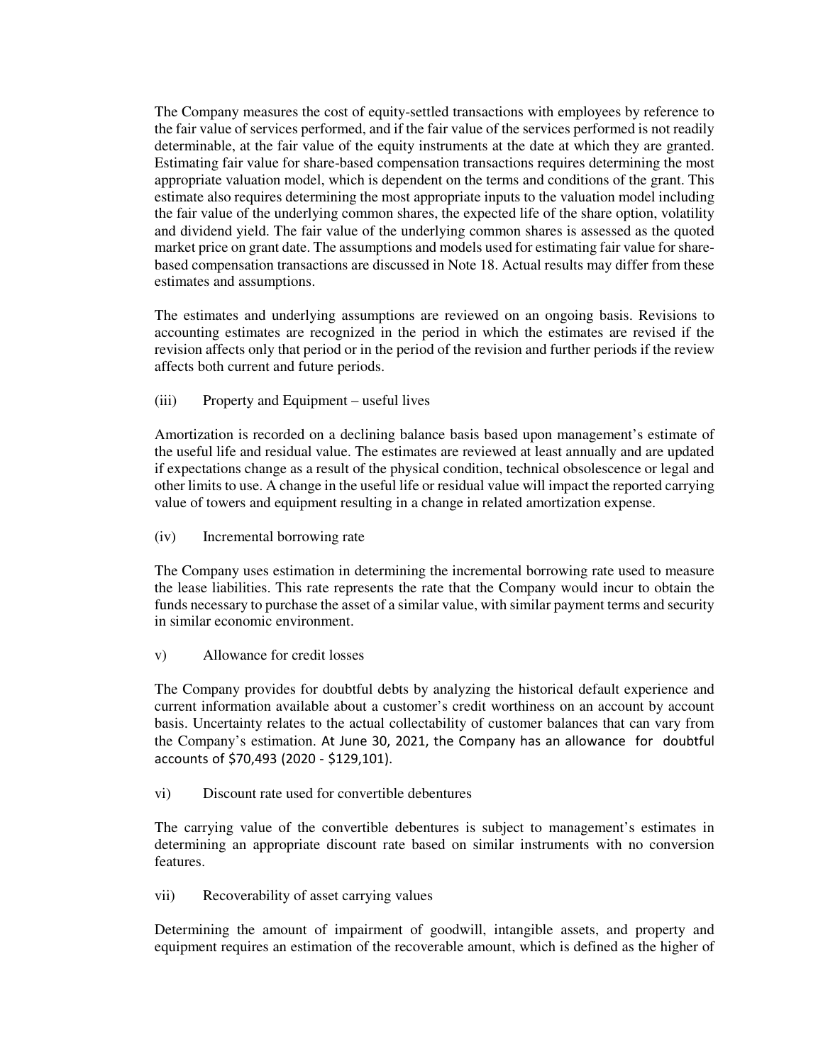The Company measures the cost of equity-settled transactions with employees by reference to the fair value of services performed, and if the fair value of the services performed is not readily determinable, at the fair value of the equity instruments at the date at which they are granted. Estimating fair value for share-based compensation transactions requires determining the most appropriate valuation model, which is dependent on the terms and conditions of the grant. This estimate also requires determining the most appropriate inputs to the valuation model including the fair value of the underlying common shares, the expected life of the share option, volatility and dividend yield. The fair value of the underlying common shares is assessed as the quoted market price on grant date. The assumptions and models used for estimating fair value for share-based compensation transactions are discussed in Note 18. Actual results may differ from these estimates and assumptions.

The estimates and underlying assumptions are reviewed on an ongoing basis. Revisions to accounting estimates are recognized in the period in which the estimates are revised if the revision affects only that period or in the period of the revision and further periods if the review affects both current and future periods.

(iii) Property and Equipment – useful lives

Amortization is recorded on a declining balance basis based upon management's estimate of the useful life and residual value. The estimates are reviewed at least annually and are updated if expectations change as a result of the physical condition, technical obsolescence or legal and other limits to use. A change in the useful life or residual value will impact the reported carrying value of towers and equipment resulting in a change in related amortization expense.

(iv) Incremental borrowing rate

The Company uses estimation in determining the incremental borrowing rate used to measure the lease liabilities. This rate represents the rate that the Company would incur to obtain the funds necessary to purchase the asset of a similar value, with similar payment terms and security in similar economic environment.

v) Allowance for credit losses

The Company provides for doubtful debts by analyzing the historical default experience and current information available about a customer's credit worthiness on an account by account basis. Uncertainty relates to the actual collectability of customer balances that can vary from the Company's estimation. At June 30, 2021, the Company has an allowance for doubtful accounts of $70,493 (2020 - $129,101).

vi) Discount rate used for convertible debentures

The carrying value of the convertible debentures is subject to management's estimates in determining an appropriate discount rate based on similar instruments with no conversion features.

vii) Recoverability of asset carrying values

Determining the amount of impairment of goodwill, intangible assets, and property and equipment requires an estimation of the recoverable amount, which is defined as the higher of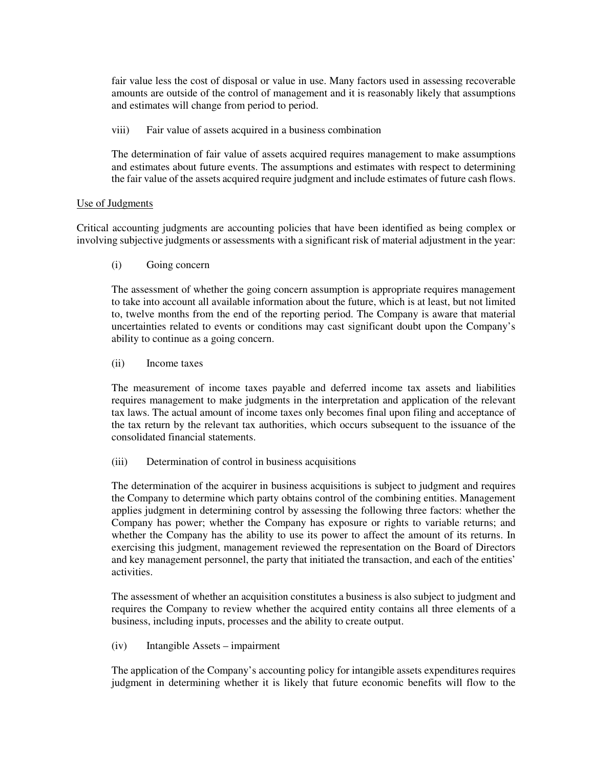fair value less the cost of disposal or value in use. Many factors used in assessing recoverable amounts are outside of the control of management and it is reasonably likely that assumptions and estimates will change from period to period.

viii) Fair value of assets acquired in a business combination

The determination of fair value of assets acquired requires management to make assumptions and estimates about future events. The assumptions and estimates with respect to determining the fair value of the assets acquired require judgment and include estimates of future cash flows.

Use of Judgments

Critical accounting judgments are accounting policies that have been identified as being complex or involving subjective judgments or assessments with a significant risk of material adjustment in the year:

(i) Going concern

The assessment of whether the going concern assumption is appropriate requires management to take into account all available information about the future, which is at least, but not limited to, twelve months from the end of the reporting period. The Company is aware that material uncertainties related to events or conditions may cast significant doubt upon the Company's ability to continue as a going concern.

(ii) Income taxes

The measurement of income taxes payable and deferred income tax assets and liabilities requires management to make judgments in the interpretation and application of the relevant tax laws. The actual amount of income taxes only becomes final upon filing and acceptance of the tax return by the relevant tax authorities, which occurs subsequent to the issuance of the consolidated financial statements.

(iii) Determination of control in business acquisitions

The determination of the acquirer in business acquisitions is subject to judgment and requires the Company to determine which party obtains control of the combining entities. Management applies judgment in determining control by assessing the following three factors: whether the Company has power; whether the Company has exposure or rights to variable returns; and whether the Company has the ability to use its power to affect the amount of its returns. In exercising this judgment, management reviewed the representation on the Board of Directors and key management personnel, the party that initiated the transaction, and each of the entities' activities.

The assessment of whether an acquisition constitutes a business is also subject to judgment and requires the Company to review whether the acquired entity contains all three elements of a business, including inputs, processes and the ability to create output.

(iv) Intangible Assets – impairment

The application of the Company's accounting policy for intangible assets expenditures requires judgment in determining whether it is likely that future economic benefits will flow to the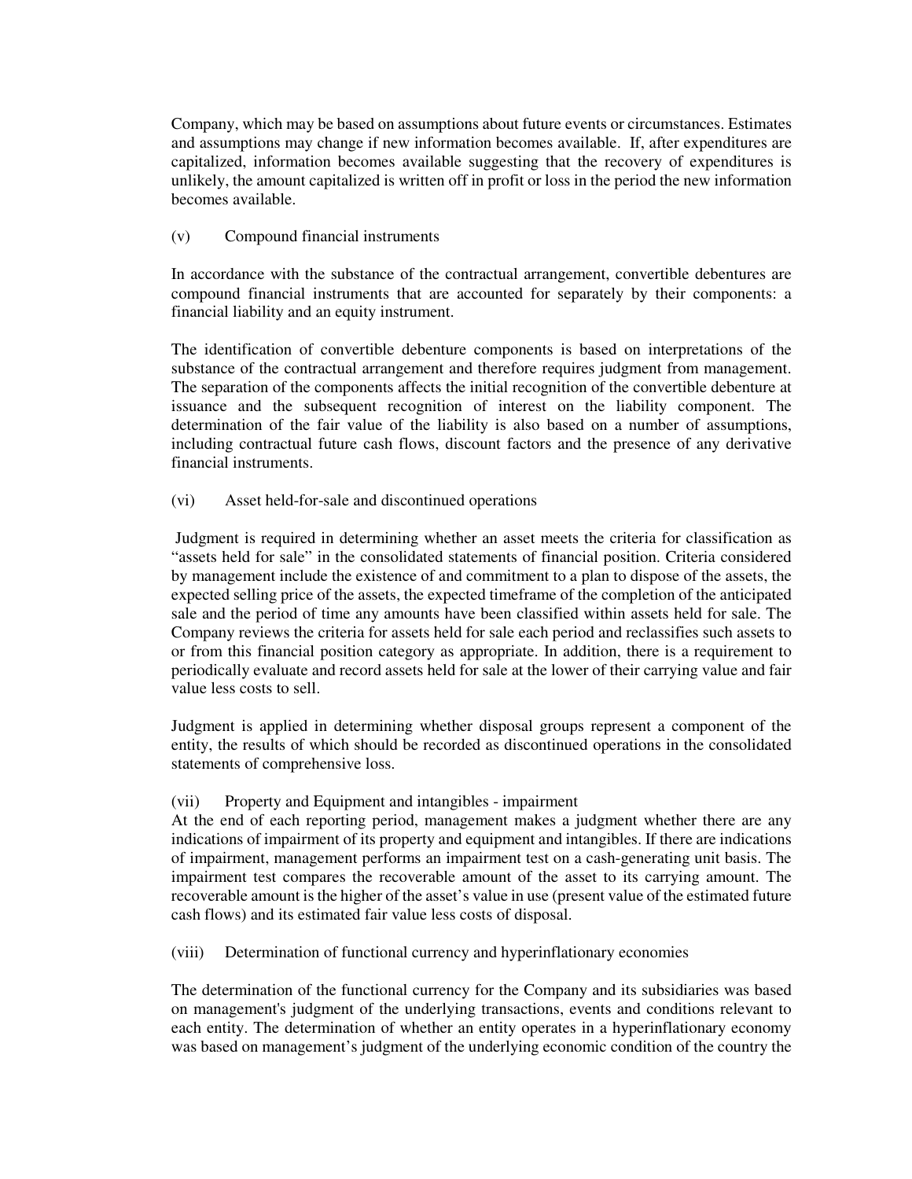Company, which may be based on assumptions about future events or circumstances. Estimates and assumptions may change if new information becomes available. If, after expenditures are capitalized, information becomes available suggesting that the recovery of expenditures is unlikely, the amount capitalized is written off in profit or loss in the period the new information becomes available.

(v) Compound financial instruments

In accordance with the substance of the contractual arrangement, convertible debentures are compound financial instruments that are accounted for separately by their components: a financial liability and an equity instrument.

The identification of convertible debenture components is based on interpretations of the substance of the contractual arrangement and therefore requires judgment from management. The separation of the components affects the initial recognition of the convertible debenture at issuance and the subsequent recognition of interest on the liability component. The determination of the fair value of the liability is also based on a number of assumptions, including contractual future cash flows, discount factors and the presence of any derivative financial instruments.

(vi) Asset held-for-sale and discontinued operations

Judgment is required in determining whether an asset meets the criteria for classification as "assets held for sale" in the consolidated statements of financial position. Criteria considered by management include the existence of and commitment to a plan to dispose of the assets, the expected selling price of the assets, the expected timeframe of the completion of the anticipated sale and the period of time any amounts have been classified within assets held for sale. The Company reviews the criteria for assets held for sale each period and reclassifies such assets to or from this financial position category as appropriate. In addition, there is a requirement to periodically evaluate and record assets held for sale at the lower of their carrying value and fair value less costs to sell.

Judgment is applied in determining whether disposal groups represent a component of the entity, the results of which should be recorded as discontinued operations in the consolidated statements of comprehensive loss.

(vii) Property and Equipment and intangibles - impairment

At the end of each reporting period, management makes a judgment whether there are any indications of impairment of its property and equipment and intangibles. If there are indications of impairment, management performs an impairment test on a cash-generating unit basis. The impairment test compares the recoverable amount of the asset to its carrying amount. The recoverable amount is the higher of the asset's value in use (present value of the estimated future cash flows) and its estimated fair value less costs of disposal.

(viii) Determination of functional currency and hyperinflationary economies

The determination of the functional currency for the Company and its subsidiaries was based on management's judgment of the underlying transactions, events and conditions relevant to each entity. The determination of whether an entity operates in a hyperinflationary economy was based on management's judgment of the underlying economic condition of the country the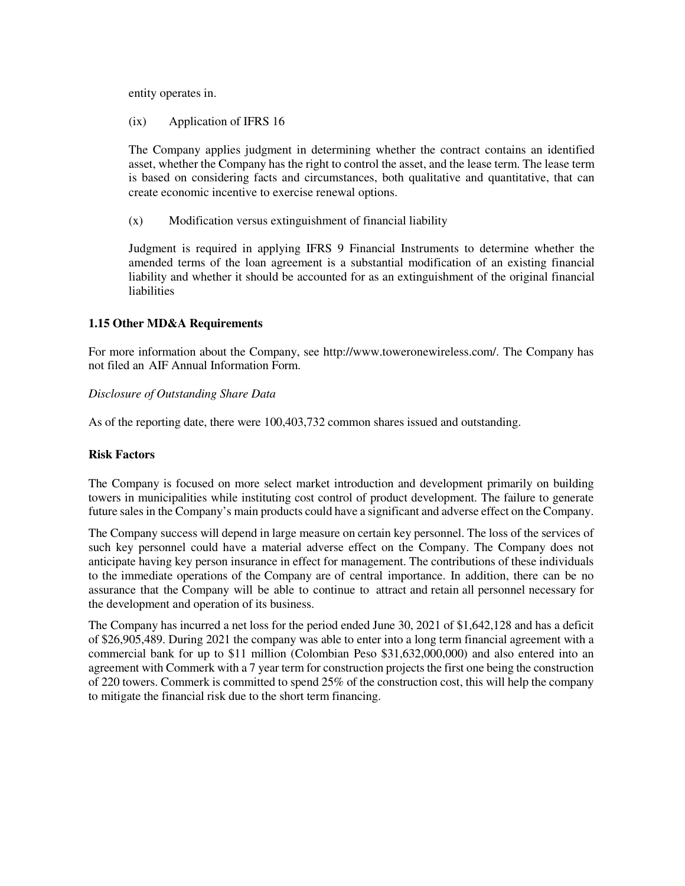entity operates in.

(ix) Application of IFRS 16

The Company applies judgment in determining whether the contract contains an identified asset, whether the Company has the right to control the asset, and the lease term. The lease term is based on considering facts and circumstances, both qualitative and quantitative, that can create economic incentive to exercise renewal options.

(x) Modification versus extinguishment of financial liability

Judgment is required in applying IFRS 9 Financial Instruments to determine whether the amended terms of the loan agreement is a substantial modification of an existing financial liability and whether it should be accounted for as an extinguishment of the original financial liabilities

### 1.15 Other MD&A Requirements

For more information about the Company, see http://www.toweronewireless.com/. The Company has not filed an AIF Annual Information Form.

*Disclosure of Outstanding Share Data*

As of the reporting date, there were 100,403,732 common shares issued and outstanding.

### Risk Factors

The Company is focused on more select market introduction and development primarily on building towers in municipalities while instituting cost control of product development. The failure to generate future sales in the Company's main products could have a significant and adverse effect on the Company.

The Company success will depend in large measure on certain key personnel. The loss of the services of such key personnel could have a material adverse effect on the Company. The Company does not anticipate having key person insurance in effect for management. The contributions of these individuals to the immediate operations of the Company are of central importance. In addition, there can be no assurance that the Company will be able to continue to attract and retain all personnel necessary for the development and operation of its business.

The Company has incurred a net loss for the period ended June 30, 2021 of $1,642,128 and has a deficit of $26,905,489. During 2021 the company was able to enter into a long term financial agreement with a commercial bank for up to $11 million (Colombian Peso $31,632,000,000) and also entered into an agreement with Commerk with a 7 year term for construction projects the first one being the construction of 220 towers. Commerk is committed to spend 25% of the construction cost, this will help the company to mitigate the financial risk due to the short term financing.